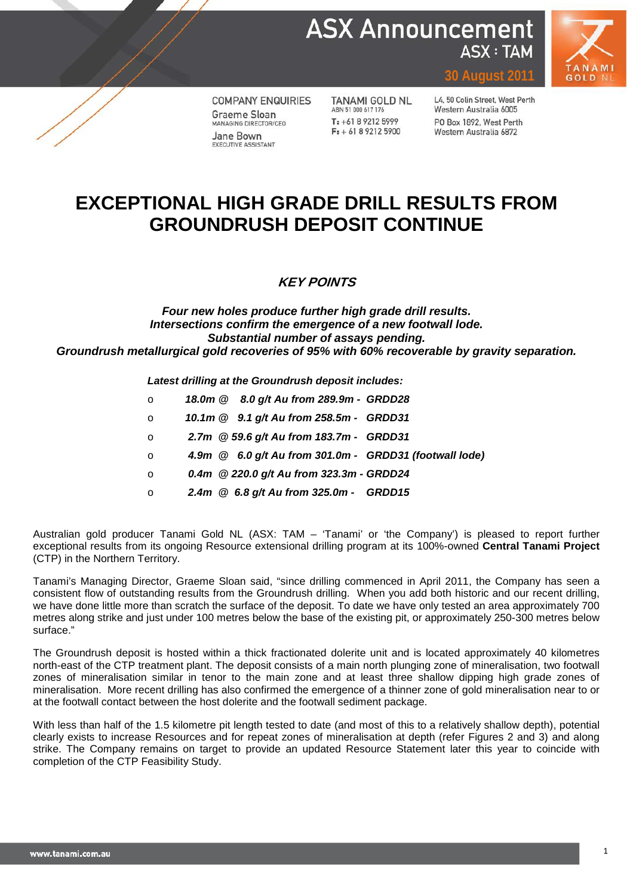# ASX Announcement

ASX : TAM

30 August 2011

| COMPANY ENQUIRIES | TANAMI GOLD NL | |
|---|---|---|
| Graeme Sloan<br>MANAGING DIRECTOR/CEO | ABN 51 000 617 176 | L4, 50 Colin Street, West Perth<br>Western Australia 6005 |
| Jane Bown<br>EXECUTIVE ASSISTANT | T: +61 8 9212 5999<br>F: + 61 8 9212 5900 | PO Box 1892, West Perth<br>Western Australia 6872 |

# EXCEPTIONAL HIGH GRADE DRILL RESULTS FROM GROUNDRUSH DEPOSIT CONTINUE

## *KEY POINTS*

***Four new holes produce further high grade drill results.***
***Intersections confirm the emergence of a new footwall lode.***
***Substantial number of assays pending.***
***Groundrush metallurgical gold recoveries of 95% with 60% recoverable by gravity separation.***

***Latest drilling at the Groundrush deposit includes:***

- ***18.0m @ 8.0 g/t Au from 289.9m - GRDD28***
- ***10.1m @ 9.1 g/t Au from 258.5m - GRDD31***
- ***2.7m @ 59.6 g/t Au from 183.7m - GRDD31***
- ***4.9m @ 6.0 g/t Au from 301.0m - GRDD31 (footwall lode)***
- ***0.4m @ 220.0 g/t Au from 323.3m - GRDD24***
- ***2.4m @ 6.8 g/t Au from 325.0m - GRDD15***

Australian gold producer Tanami Gold NL (ASX: TAM – 'Tanami' or 'the Company') is pleased to report further exceptional results from its ongoing Resource extensional drilling program at its 100%-owned **Central Tanami Project** (CTP) in the Northern Territory.

Tanami's Managing Director, Graeme Sloan said, "since drilling commenced in April 2011, the Company has seen a consistent flow of outstanding results from the Groundrush drilling. When you add both historic and our recent drilling, we have done little more than scratch the surface of the deposit. To date we have only tested an area approximately 700 metres along strike and just under 100 metres below the base of the existing pit, or approximately 250-300 metres below surface."

The Groundrush deposit is hosted within a thick fractionated dolerite unit and is located approximately 40 kilometres north-east of the CTP treatment plant. The deposit consists of a main north plunging zone of mineralisation, two footwall zones of mineralisation similar in tenor to the main zone and at least three shallow dipping high grade zones of mineralisation. More recent drilling has also confirmed the emergence of a thinner zone of gold mineralisation near to or at the footwall contact between the host dolerite and the footwall sediment package.

With less than half of the 1.5 kilometre pit length tested to date (and most of this to a relatively shallow depth), potential clearly exists to increase Resources and for repeat zones of mineralisation at depth (refer Figures 2 and 3) and along strike. The Company remains on target to provide an updated Resource Statement later this year to coincide with completion of the CTP Feasibility Study.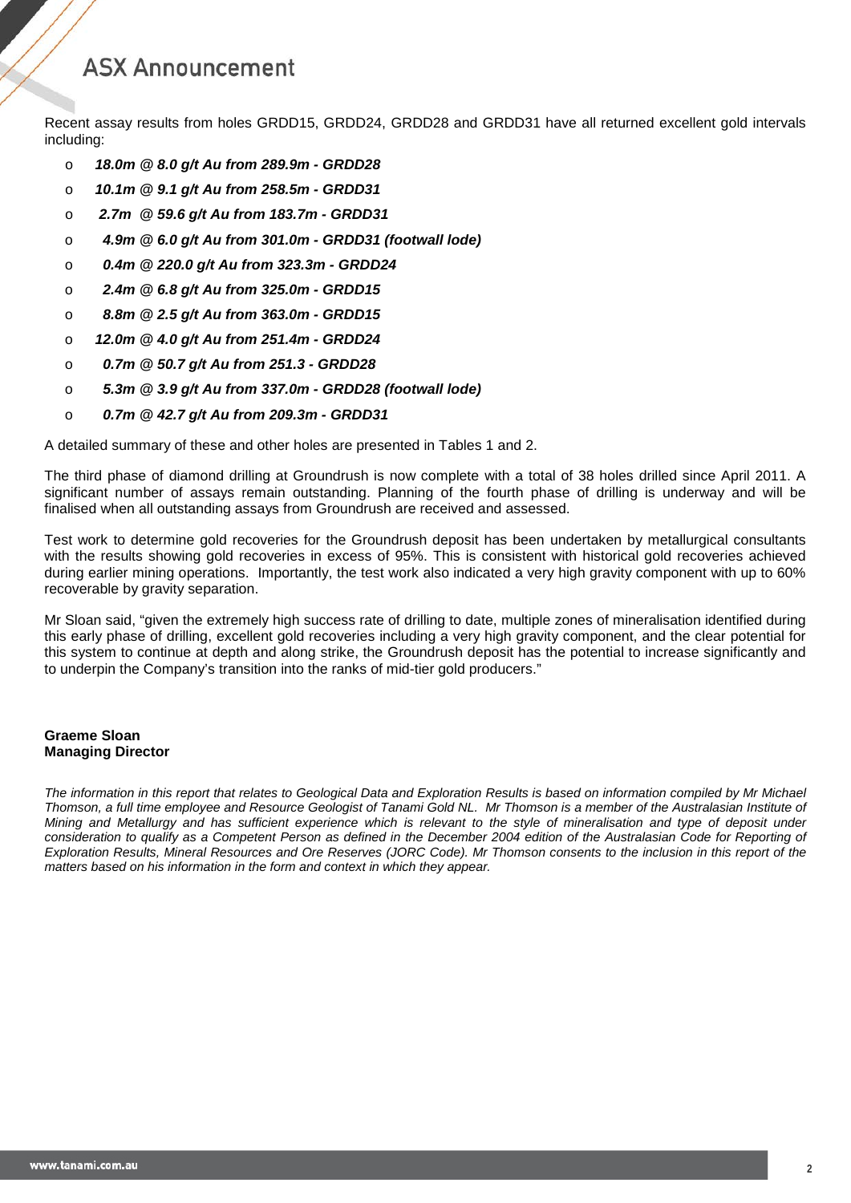Recent assay results from holes GRDD15, GRDD24, GRDD28 and GRDD31 have all returned excellent gold intervals including:

- ***18.0m @ 8.0 g/t Au from 289.9m - GRDD28***
- ***10.1m @ 9.1 g/t Au from 258.5m - GRDD31***
- ***2.7m @ 59.6 g/t Au from 183.7m - GRDD31***
- ***4.9m @ 6.0 g/t Au from 301.0m - GRDD31 (footwall lode)***
- ***0.4m @ 220.0 g/t Au from 323.3m - GRDD24***
- ***2.4m @ 6.8 g/t Au from 325.0m - GRDD15***
- ***8.8m @ 2.5 g/t Au from 363.0m - GRDD15***
- ***12.0m @ 4.0 g/t Au from 251.4m - GRDD24***
- ***0.7m @ 50.7 g/t Au from 251.3 - GRDD28***
- ***5.3m @ 3.9 g/t Au from 337.0m - GRDD28 (footwall lode)***
- ***0.7m @ 42.7 g/t Au from 209.3m - GRDD31***

A detailed summary of these and other holes are presented in Tables 1 and 2.

The third phase of diamond drilling at Groundrush is now complete with a total of 38 holes drilled since April 2011. A significant number of assays remain outstanding. Planning of the fourth phase of drilling is underway and will be finalised when all outstanding assays from Groundrush are received and assessed.

Test work to determine gold recoveries for the Groundrush deposit has been undertaken by metallurgical consultants with the results showing gold recoveries in excess of 95%. This is consistent with historical gold recoveries achieved during earlier mining operations. Importantly, the test work also indicated a very high gravity component with up to 60% recoverable by gravity separation.

Mr Sloan said, "given the extremely high success rate of drilling to date, multiple zones of mineralisation identified during this early phase of drilling, excellent gold recoveries including a very high gravity component, and the clear potential for this system to continue at depth and along strike, the Groundrush deposit has the potential to increase significantly and to underpin the Company's transition into the ranks of mid-tier gold producers."

**Graeme Sloan**
**Managing Director**

*The information in this report that relates to Geological Data and Exploration Results is based on information compiled by Mr Michael Thomson, a full time employee and Resource Geologist of Tanami Gold NL. Mr Thomson is a member of the Australasian Institute of Mining and Metallurgy and has sufficient experience which is relevant to the style of mineralisation and type of deposit under consideration to qualify as a Competent Person as defined in the December 2004 edition of the Australasian Code for Reporting of Exploration Results, Mineral Resources and Ore Reserves (JORC Code). Mr Thomson consents to the inclusion in this report of the matters based on his information in the form and context in which they appear.*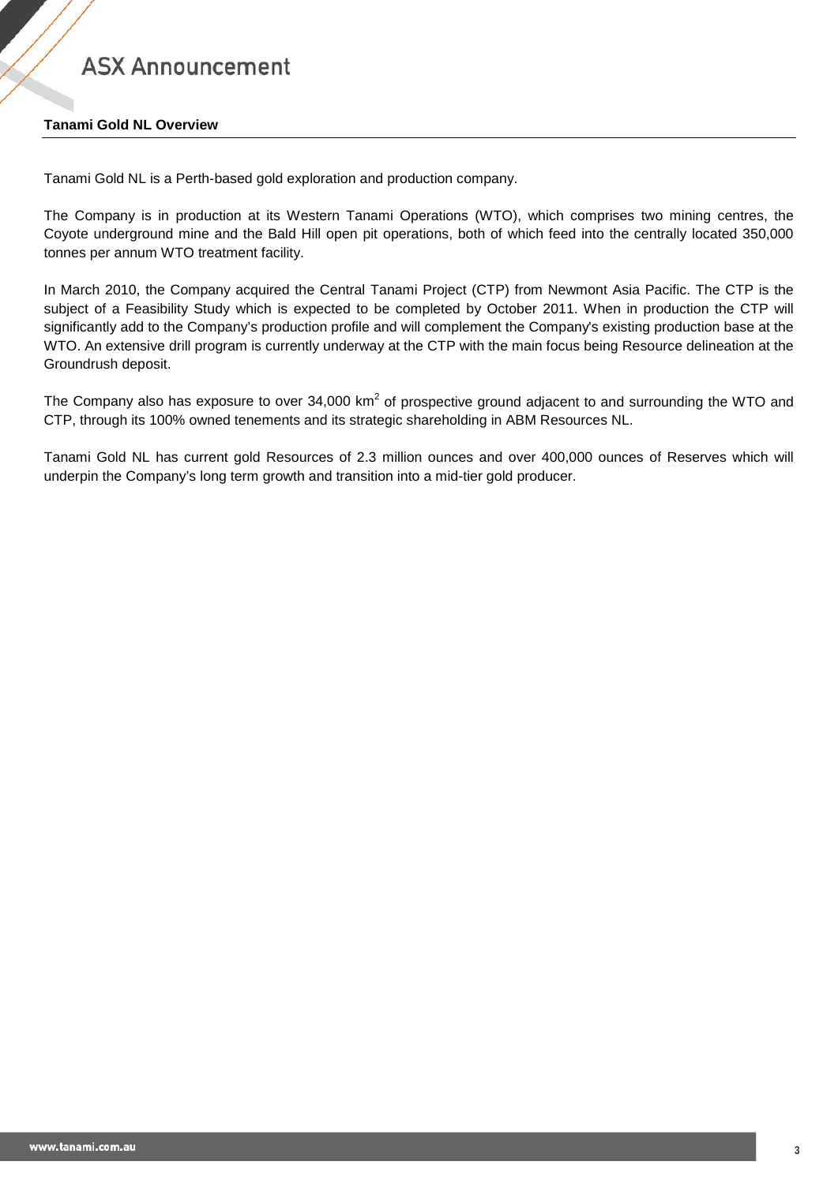**Tanami Gold NL Overview**

Tanami Gold NL is a Perth-based gold exploration and production company.

The Company is in production at its Western Tanami Operations (WTO), which comprises two mining centres, the Coyote underground mine and the Bald Hill open pit operations, both of which feed into the centrally located 350,000 tonnes per annum WTO treatment facility.

In March 2010, the Company acquired the Central Tanami Project (CTP) from Newmont Asia Pacific. The CTP is the subject of a Feasibility Study which is expected to be completed by October 2011. When in production the CTP will significantly add to the Company's production profile and will complement the Company's existing production base at the WTO. An extensive drill program is currently underway at the CTP with the main focus being Resource delineation at the Groundrush deposit.

The Company also has exposure to over 34,000 $km^2$ of prospective ground adjacent to and surrounding the WTO and CTP, through its 100% owned tenements and its strategic shareholding in ABM Resources NL.

Tanami Gold NL has current gold Resources of 2.3 million ounces and over 400,000 ounces of Reserves which will underpin the Company's long term growth and transition into a mid-tier gold producer.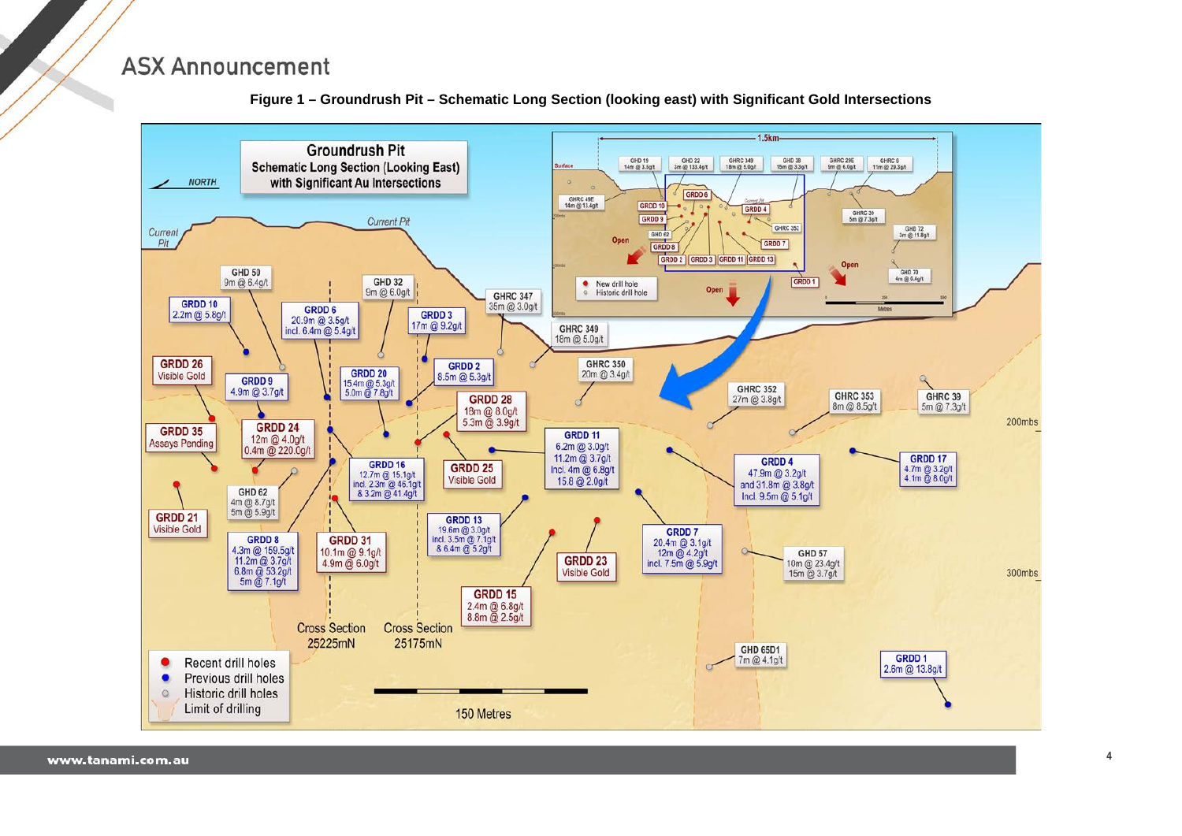**Figure 1 – Groundrush Pit – Schematic Long Section (looking east) with Significant Gold Intersections**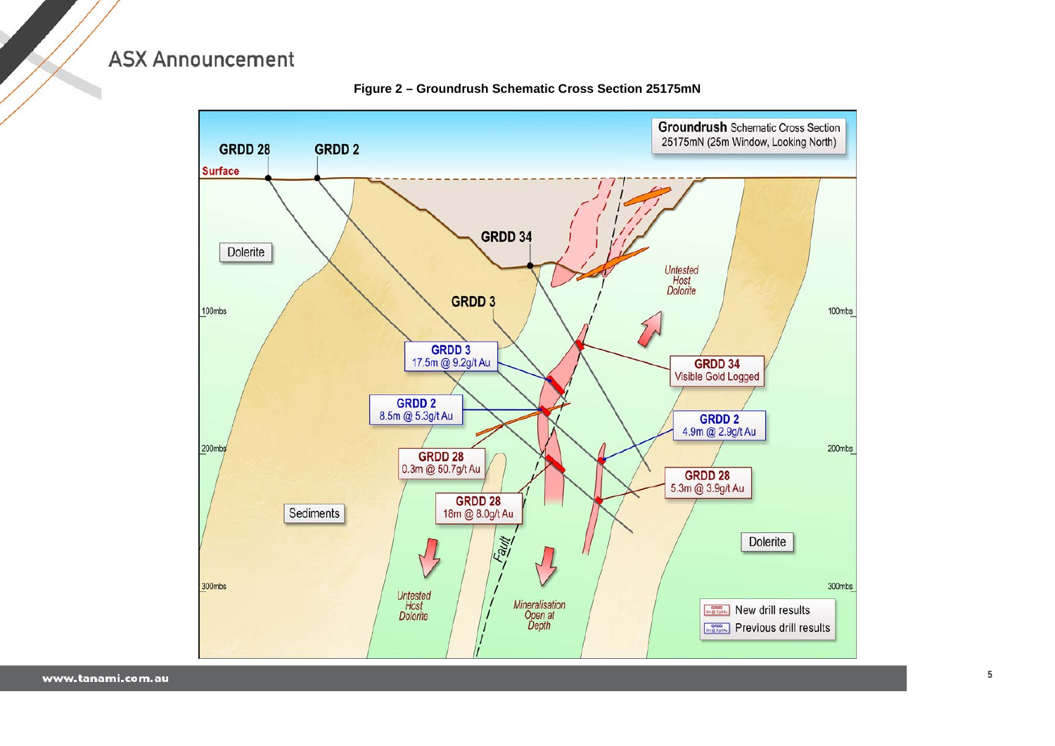**Figure 2 – Groundrush Schematic Cross Section 25175mN**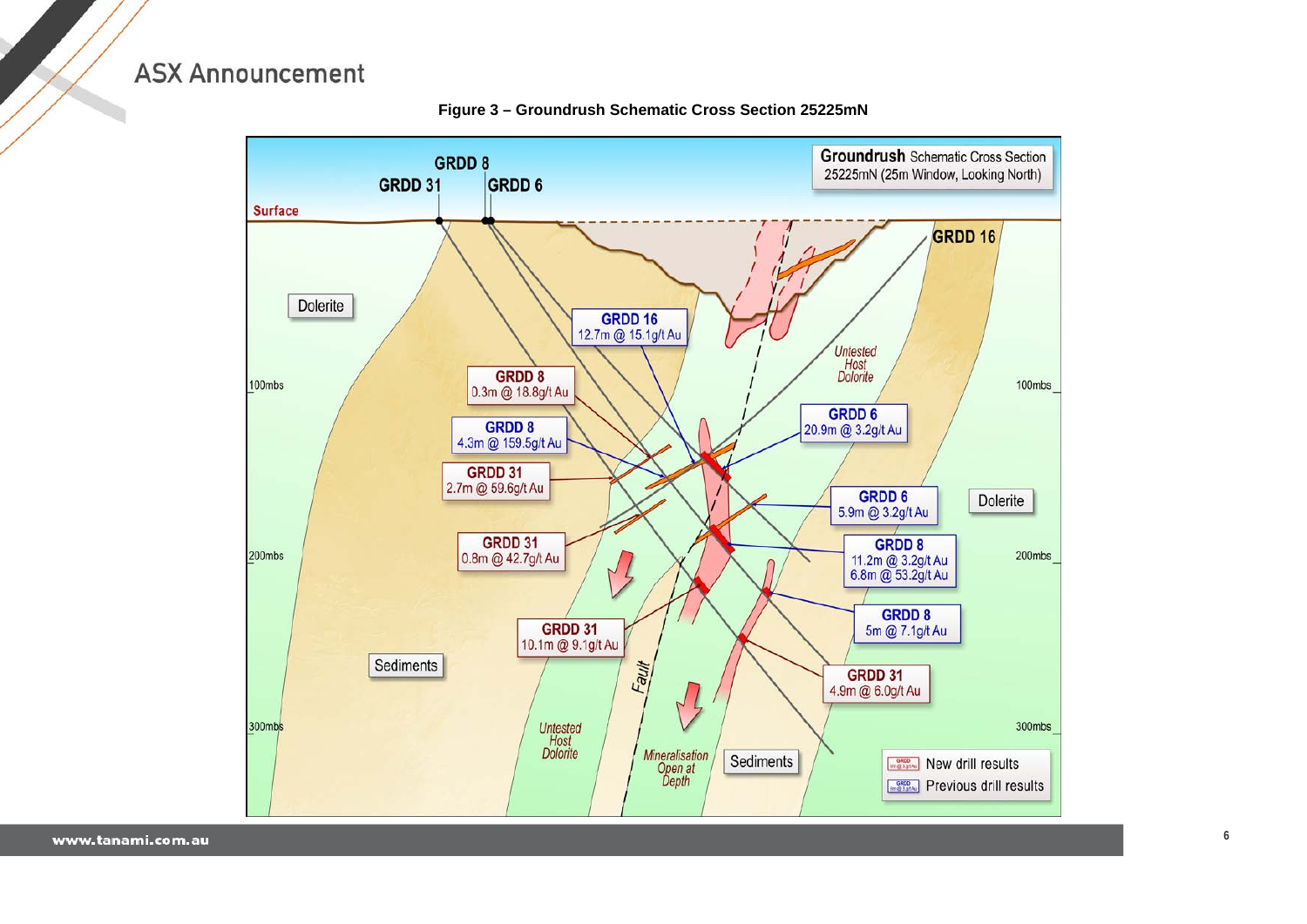**Figure 3 – Groundrush Schematic Cross Section 25225mN**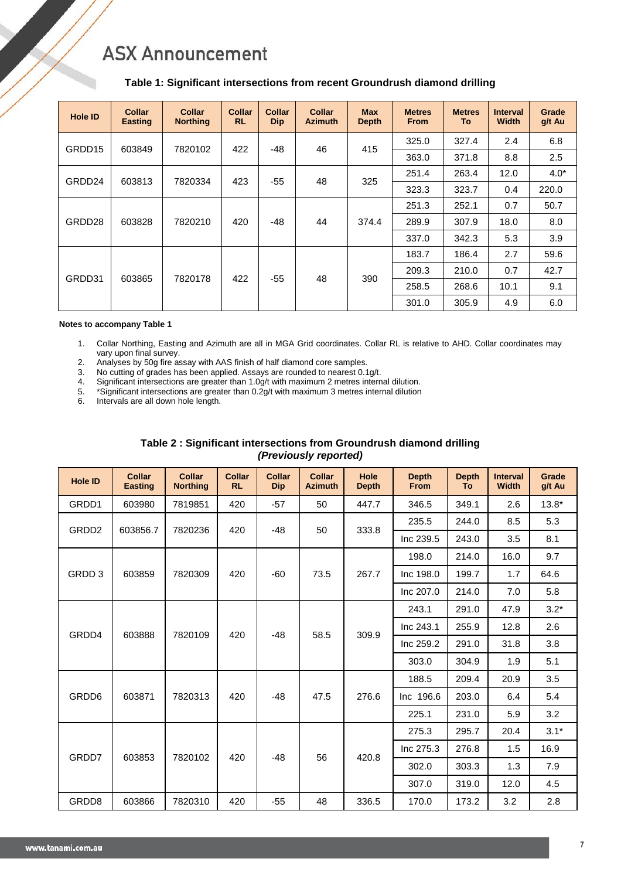# ASX Announcement

**Table 1: Significant intersections from recent Groundrush diamond drilling**

| Hole ID | Collar Easting | Collar Northing | Collar RL | Collar Dip | Collar Azimuth | Max Depth | Metres From | Metres To | Interval Width | Grade g/t Au |
|---|---|---|---|---|---|---|---|---|---|---|
| GRDD15 | 603849 | 7820102 | 422 | -48 | 46 | 415 | 325.0 | 327.4 | 2.4 | 6.8 |
| | | | | | | | 363.0 | 371.8 | 8.8 | 2.5 |
| GRDD24 | 603813 | 7820334 | 423 | -55 | 48 | 325 | 251.4 | 263.4 | 12.0 | 4.0* |
| | | | | | | | 323.3 | 323.7 | 0.4 | 220.0 |
| GRDD28 | 603828 | 7820210 | 420 | -48 | 44 | 374.4 | 251.3 | 252.1 | 0.7 | 50.7 |
| | | | | | | | 289.9 | 307.9 | 18.0 | 8.0 |
| | | | | | | | 337.0 | 342.3 | 5.3 | 3.9 |
| GRDD31 | 603865 | 7820178 | 422 | -55 | 48 | 390 | 183.7 | 186.4 | 2.7 | 59.6 |
| | | | | | | | 209.3 | 210.0 | 0.7 | 42.7 |
| | | | | | | | 258.5 | 268.6 | 10.1 | 9.1 |
| | | | | | | | 301.0 | 305.9 | 4.9 | 6.0 |

**Notes to accompany Table 1**

1. Collar Northing, Easting and Azimuth are all in MGA Grid coordinates. Collar RL is relative to AHD. Collar coordinates may vary upon final survey.
2. Analyses by 50g fire assay with AAS finish of half diamond core samples.
3. No cutting of grades has been applied. Assays are rounded to nearest 0.1g/t.
4. Significant intersections are greater than 1.0g/t with maximum 2 metres internal dilution.
5. *Significant intersections are greater than 0.2g/t with maximum 3 metres internal dilution
6. Intervals are all down hole length.

**Table 2 : Significant intersections from Groundrush diamond drilling**
***(Previously reported)***

| Hole ID | Collar Easting | Collar Northing | Collar RL | Collar Dip | Collar Azimuth | Hole Depth | Depth From | Depth To | Interval Width | Grade g/t Au |
|---|---|---|---|---|---|---|---|---|---|---|
| GRDD1 | 603980 | 7819851 | 420 | -57 | 50 | 447.7 | 346.5 | 349.1 | 2.6 | 13.8* |
| GRDD2 | 603856.7 | 7820236 | 420 | -48 | 50 | 333.8 | 235.5 | 244.0 | 8.5 | 5.3 |
| | | | | | | | Inc 239.5 | 243.0 | 3.5 | 8.1 |
| GRDD 3 | 603859 | 7820309 | 420 | -60 | 73.5 | 267.7 | 198.0 | 214.0 | 16.0 | 9.7 |
| | | | | | | | Inc 198.0 | 199.7 | 1.7 | 64.6 |
| | | | | | | | Inc 207.0 | 214.0 | 7.0 | 5.8 |
| GRDD4 | 603888 | 7820109 | 420 | -48 | 58.5 | 309.9 | 243.1 | 291.0 | 47.9 | 3.2* |
| | | | | | | | Inc 243.1 | 255.9 | 12.8 | 2.6 |
| | | | | | | | Inc 259.2 | 291.0 | 31.8 | 3.8 |
| | | | | | | | 303.0 | 304.9 | 1.9 | 5.1 |
| GRDD6 | 603871 | 7820313 | 420 | -48 | 47.5 | 276.6 | 188.5 | 209.4 | 20.9 | 3.5 |
| | | | | | | | Inc 196.6 | 203.0 | 6.4 | 5.4 |
| | | | | | | | 225.1 | 231.0 | 5.9 | 3.2 |
| GRDD7 | 603853 | 7820102 | 420 | -48 | 56 | 420.8 | 275.3 | 295.7 | 20.4 | 3.1* |
| | | | | | | | Inc 275.3 | 276.8 | 1.5 | 16.9 |
| | | | | | | | 302.0 | 303.3 | 1.3 | 7.9 |
| | | | | | | | 307.0 | 319.0 | 12.0 | 4.5 |
| GRDD8 | 603866 | 7820310 | 420 | -55 | 48 | 336.5 | 170.0 | 173.2 | 3.2 | 2.8 |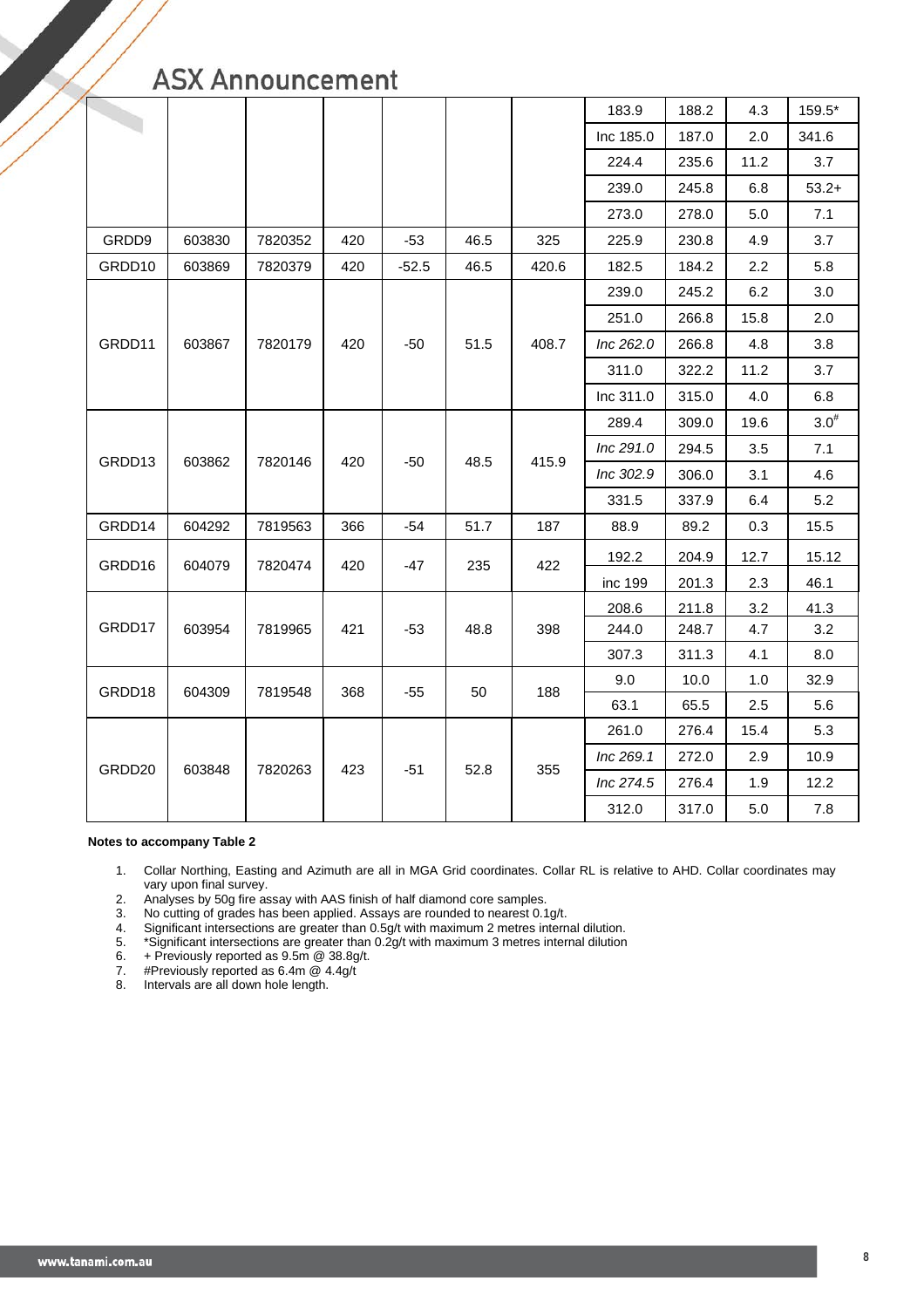|  |  |  |  |  |  |  | 183.9 | 188.2 | 4.3 | 159.5* |
|---|---|---|---|---|---|---|---|---|---|---|
|  |  |  |  |  |  |  | Inc 185.0 | 187.0 | 2.0 | 341.6 |
|  |  |  |  |  |  |  | 224.4 | 235.6 | 11.2 | 3.7 |
|  |  |  |  |  |  |  | 239.0 | 245.8 | 6.8 | 53.2+ |
|  |  |  |  |  |  |  | 273.0 | 278.0 | 5.0 | 7.1 |
| GRDD9 | 603830 | 7820352 | 420 | -53 | 46.5 | 325 | 225.9 | 230.8 | 4.9 | 3.7 |
| GRDD10 | 603869 | 7820379 | 420 | -52.5 | 46.5 | 420.6 | 182.5 | 184.2 | 2.2 | 5.8 |
| GRDD11 | 603867 | 7820179 | 420 | -50 | 51.5 | 408.7 | 239.0 | 245.2 | 6.2 | 3.0 |
|  |  |  |  |  |  |  | 251.0 | 266.8 | 15.8 | 2.0 |
|  |  |  |  |  |  |  | *Inc 262.0* | 266.8 | 4.8 | 3.8 |
|  |  |  |  |  |  |  | 311.0 | 322.2 | 11.2 | 3.7 |
|  |  |  |  |  |  |  | Inc 311.0 | 315.0 | 4.0 | 6.8 |
| GRDD13 | 603862 | 7820146 | 420 | -50 | 48.5 | 415.9 | 289.4 | 309.0 | 19.6 | 3.0# |
|  |  |  |  |  |  |  | *Inc 291.0* | 294.5 | 3.5 | 7.1 |
|  |  |  |  |  |  |  | *Inc 302.9* | 306.0 | 3.1 | 4.6 |
|  |  |  |  |  |  |  | 331.5 | 337.9 | 6.4 | 5.2 |
| GRDD14 | 604292 | 7819563 | 366 | -54 | 51.7 | 187 | 88.9 | 89.2 | 0.3 | 15.5 |
| GRDD16 | 604079 | 7820474 | 420 | -47 | 235 | 422 | 192.2 | 204.9 | 12.7 | 15.12 |
|  |  |  |  |  |  |  | inc 199 | 201.3 | 2.3 | 46.1 |
| GRDD17 | 603954 | 7819965 | 421 | -53 | 48.8 | 398 | 208.6 | 211.8 | 3.2 | 41.3 |
|  |  |  |  |  |  |  | 244.0 | 248.7 | 4.7 | 3.2 |
|  |  |  |  |  |  |  | 307.3 | 311.3 | 4.1 | 8.0 |
| GRDD18 | 604309 | 7819548 | 368 | -55 | 50 | 188 | 9.0 | 10.0 | 1.0 | 32.9 |
|  |  |  |  |  |  |  | 63.1 | 65.5 | 2.5 | 5.6 |
| GRDD20 | 603848 | 7820263 | 423 | -51 | 52.8 | 355 | 261.0 | 276.4 | 15.4 | 5.3 |
|  |  |  |  |  |  |  | *Inc 269.1* | 272.0 | 2.9 | 10.9 |
|  |  |  |  |  |  |  | *Inc 274.5* | 276.4 | 1.9 | 12.2 |
|  |  |  |  |  |  |  | 312.0 | 317.0 | 5.0 | 7.8 |

**Notes to accompany Table 2**

1. Collar Northing, Easting and Azimuth are all in MGA Grid coordinates. Collar RL is relative to AHD. Collar coordinates may vary upon final survey.
2. Analyses by 50g fire assay with AAS finish of half diamond core samples.
3. No cutting of grades has been applied. Assays are rounded to nearest 0.1g/t.
4. Significant intersections are greater than 0.5g/t with maximum 2 metres internal dilution.
5. *Significant intersections are greater than 0.2g/t with maximum 3 metres internal dilution
6. + Previously reported as 9.5m @ 38.8g/t.
7. #Previously reported as 6.4m @ 4.4g/t
8. Intervals are all down hole length.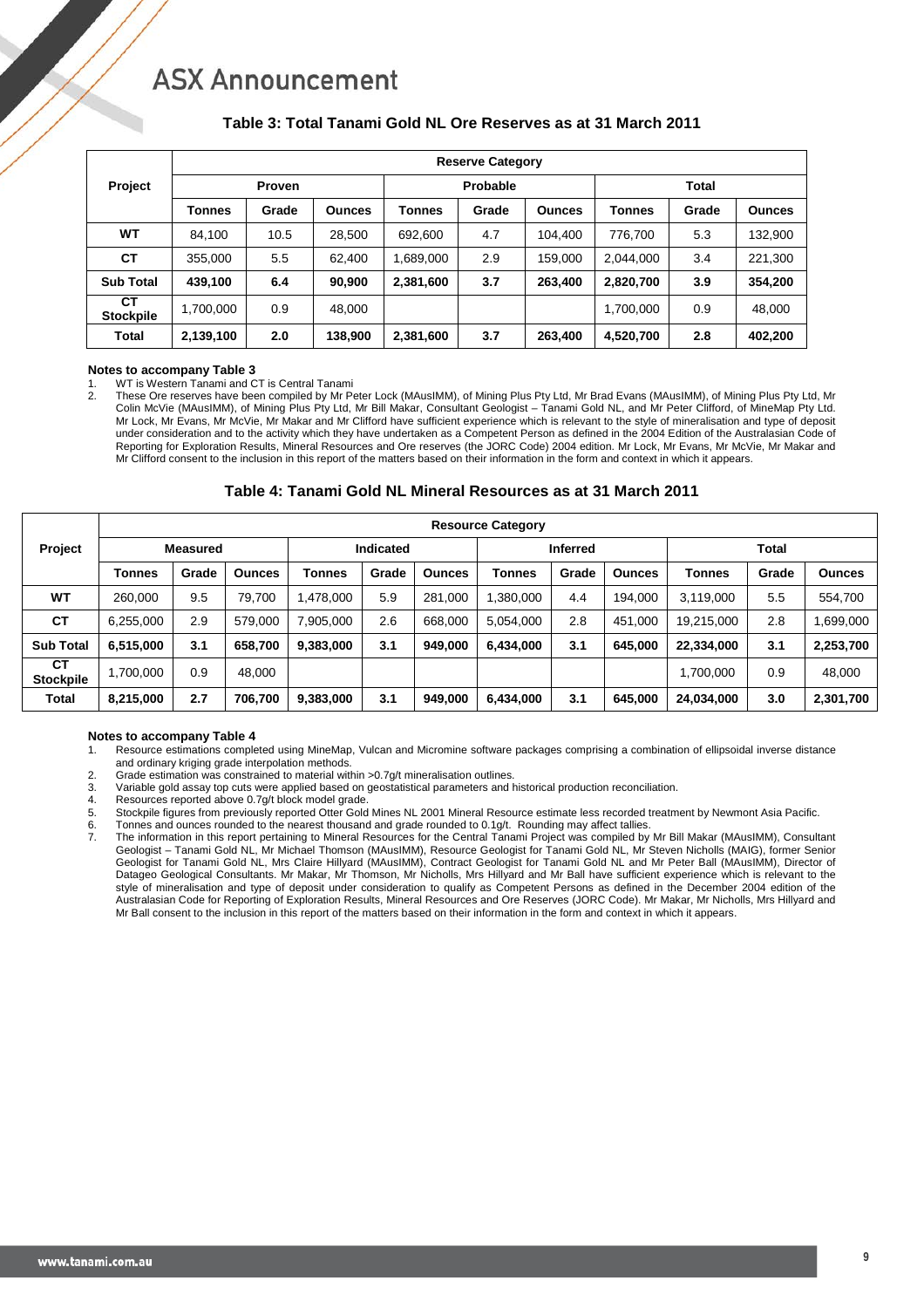# ASX Announcement

### Table 3: Total Tanami Gold NL Ore Reserves as at 31 March 2011

| Project | Reserve Category | | | | | | | | |
|---|---|---|---|---|---|---|---|---|---|
| | Proven | | | Probable | | | Total | | |
| | Tonnes | Grade | Ounces | Tonnes | Grade | Ounces | Tonnes | Grade | Ounces |
| WT | 84,100 | 10.5 | 28,500 | 692,600 | 4.7 | 104,400 | 776,700 | 5.3 | 132,900 |
| CT | 355,000 | 5.5 | 62,400 | 1,689,000 | 2.9 | 159,000 | 2,044,000 | 3.4 | 221,300 |
| **Sub Total** | **439,100** | **6.4** | **90,900** | **2,381,600** | **3.7** | **263,400** | **2,820,700** | **3.9** | **354,200** |
| **CT Stockpile** | 1,700,000 | 0.9 | 48,000 | | | | 1,700,000 | 0.9 | 48,000 |
| **Total** | **2,139,100** | **2.0** | **138,900** | **2,381,600** | **3.7** | **263,400** | **4,520,700** | **2.8** | **402,200** |

**Notes to accompany Table 3**

1. WT is Western Tanami and CT is Central Tanami
2. These Ore reserves have been compiled by Mr Peter Lock (MAusIMM), of Mining Plus Pty Ltd, Mr Brad Evans (MAusIMM), of Mining Plus Pty Ltd, Mr Colin McVie (MAusIMM), of Mining Plus Pty Ltd, Mr Bill Makar, Consultant Geologist – Tanami Gold NL, and Mr Peter Clifford, of MineMap Pty Ltd. Mr Lock, Mr Evans, Mr McVie, Mr Makar and Mr Clifford have sufficient experience which is relevant to the style of mineralisation and type of deposit under consideration and to the activity which they have undertaken as a Competent Person as defined in the 2004 Edition of the Australasian Code of Reporting for Exploration Results, Mineral Resources and Ore reserves (the JORC Code) 2004 edition. Mr Lock, Mr Evans, Mr McVie, Mr Makar and Mr Clifford consent to the inclusion in this report of the matters based on their information in the form and context in which it appears.

### Table 4: Tanami Gold NL Mineral Resources as at 31 March 2011

| Project | Resource Category | | | | | | | | | | | |
|---|---|---|---|---|---|---|---|---|---|---|---|---|
| | Measured | | | Indicated | | | Inferred | | | Total | | |
| | Tonnes | Grade | Ounces | Tonnes | Grade | Ounces | Tonnes | Grade | Ounces | Tonnes | Grade | Ounces |
| WT | 260,000 | 9.5 | 79,700 | 1,478,000 | 5.9 | 281,000 | 1,380,000 | 4.4 | 194,000 | 3,119,000 | 5.5 | 554,700 |
| CT | 6,255,000 | 2.9 | 579,000 | 7,905,000 | 2.6 | 668,000 | 5,054,000 | 2.8 | 451,000 | 19,215,000 | 2.8 | 1,699,000 |
| **Sub Total** | **6,515,000** | **3.1** | **658,700** | **9,383,000** | **3.1** | **949,000** | **6,434,000** | **3.1** | **645,000** | **22,334,000** | **3.1** | **2,253,700** |
| **CT Stockpile** | 1,700,000 | 0.9 | 48,000 | | | | | | | 1,700,000 | 0.9 | 48,000 |
| **Total** | **8,215,000** | **2.7** | **706,700** | **9,383,000** | **3.1** | **949,000** | **6,434,000** | **3.1** | **645,000** | **24,034,000** | **3.0** | **2,301,700** |

**Notes to accompany Table 4**

1. Resource estimations completed using MineMap, Vulcan and Micromine software packages comprising a combination of ellipsoidal inverse distance and ordinary kriging grade interpolation methods.
2. Grade estimation was constrained to material within >0.7g/t mineralisation outlines.
3. Variable gold assay top cuts were applied based on geostatistical parameters and historical production reconciliation.
4. Resources reported above 0.7g/t block model grade.
5. Stockpile figures from previously reported Otter Gold Mines NL 2001 Mineral Resource estimate less recorded treatment by Newmont Asia Pacific.
6. Tonnes and ounces rounded to the nearest thousand and grade rounded to 0.1g/t. Rounding may affect tallies.
7. The information in this report pertaining to Mineral Resources for the Central Tanami Project was compiled by Mr Bill Makar (MAusIMM), Consultant Geologist – Tanami Gold NL, Mr Michael Thomson (MAusIMM), Resource Geologist for Tanami Gold NL, Mr Steven Nicholls (MAIG), former Senior Geologist for Tanami Gold NL, Mrs Claire Hillyard (MAusIMM), Contract Geologist for Tanami Gold NL and Mr Peter Ball (MAusIMM), Director of Datageo Geological Consultants. Mr Makar, Mr Thomson, Mr Nicholls, Mrs Hillyard and Mr Ball have sufficient experience which is relevant to the style of mineralisation and type of deposit under consideration to qualify as Competent Persons as defined in the December 2004 edition of the Australasian Code for Reporting of Exploration Results, Mineral Resources and Ore Reserves (JORC Code). Mr Makar, Mr Nicholls, Mrs Hillyard and Mr Ball consent to the inclusion in this report of the matters based on their information in the form and context in which it appears.